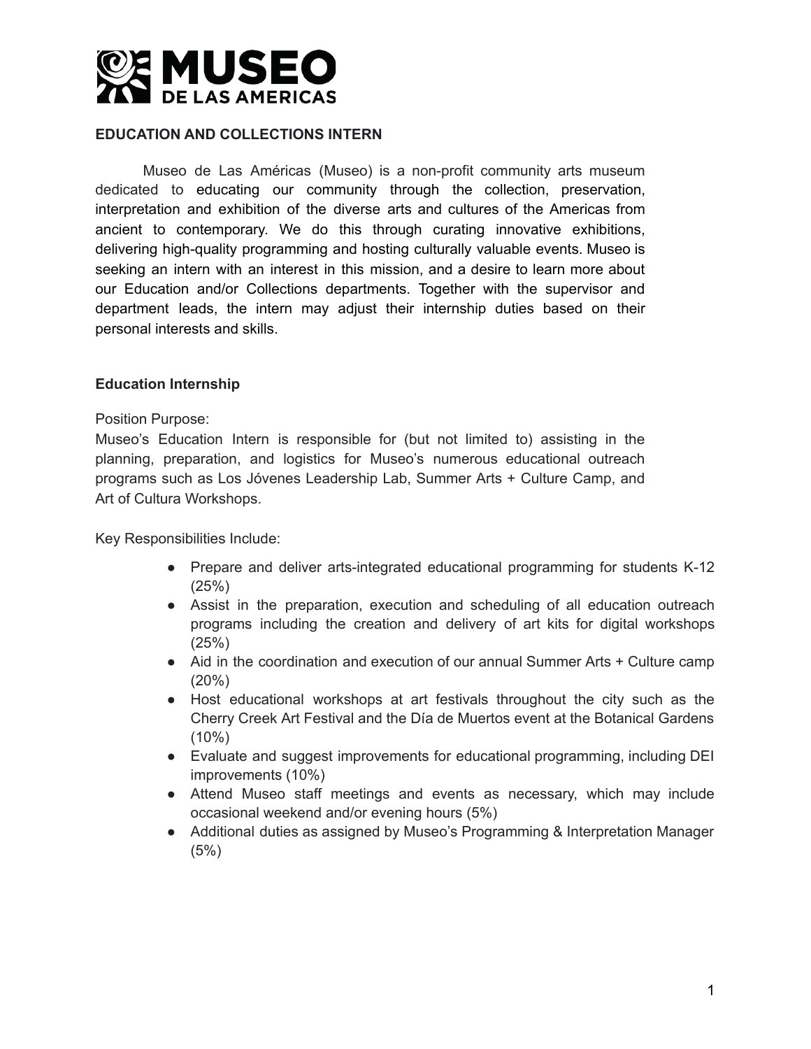# MUSEO DE LAS AMERICAS

## EDUCATION AND COLLECTIONS INTERN

Museo de Las Américas (Museo) is a non-profit community arts museum dedicated to educating our community through the collection, preservation, interpretation and exhibition of the diverse arts and cultures of the Americas from ancient to contemporary. We do this through curating innovative exhibitions, delivering high-quality programming and hosting culturally valuable events. Museo is seeking an intern with an interest in this mission, and a desire to learn more about our Education and/or Collections departments. Together with the supervisor and department leads, the intern may adjust their internship duties based on their personal interests and skills.

### Education Internship

Position Purpose:

Museo's Education Intern is responsible for (but not limited to) assisting in the planning, preparation, and logistics for Museo's numerous educational outreach programs such as Los Jóvenes Leadership Lab, Summer Arts + Culture Camp, and Art of Cultura Workshops.

Key Responsibilities Include:

- Prepare and deliver arts-integrated educational programming for students K-12 (25%)
- Assist in the preparation, execution and scheduling of all education outreach programs including the creation and delivery of art kits for digital workshops (25%)
- Aid in the coordination and execution of our annual Summer Arts + Culture camp (20%)
- Host educational workshops at art festivals throughout the city such as the Cherry Creek Art Festival and the Día de Muertos event at the Botanical Gardens (10%)
- Evaluate and suggest improvements for educational programming, including DEI improvements (10%)
- Attend Museo staff meetings and events as necessary, which may include occasional weekend and/or evening hours (5%)
- Additional duties as assigned by Museo's Programming & Interpretation Manager (5%)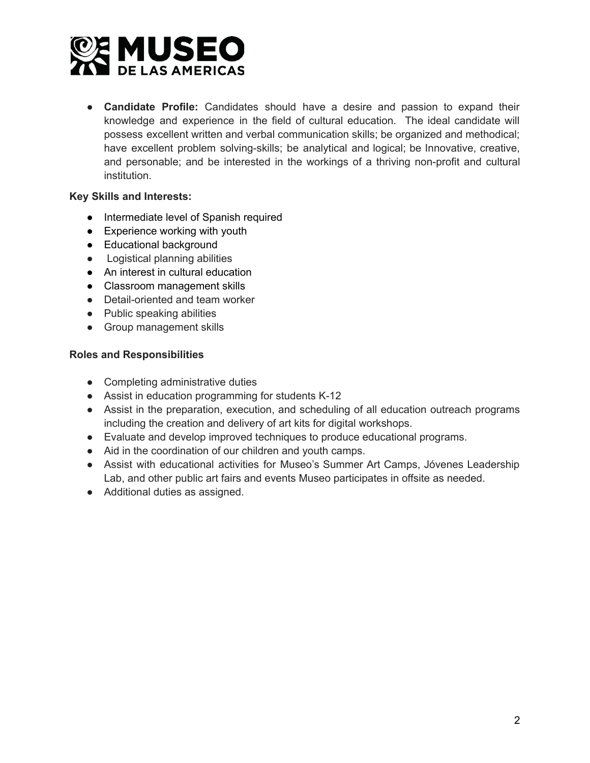- **Candidate Profile:** Candidates should have a desire and passion to expand their knowledge and experience in the field of cultural education. The ideal candidate will possess excellent written and verbal communication skills; be organized and methodical; have excellent problem solving-skills; be analytical and logical; be Innovative, creative, and personable; and be interested in the workings of a thriving non-profit and cultural institution.

**Key Skills and Interests:**

- Intermediate level of Spanish required
- Experience working with youth
- Educational background
- Logistical planning abilities
- An interest in cultural education
- Classroom management skills
- Detail-oriented and team worker
- Public speaking abilities
- Group management skills

**Roles and Responsibilities**

- Completing administrative duties
- Assist in education programming for students K-12
- Assist in the preparation, execution, and scheduling of all education outreach programs including the creation and delivery of art kits for digital workshops.
- Evaluate and develop improved techniques to produce educational programs.
- Aid in the coordination of our children and youth camps.
- Assist with educational activities for Museo's Summer Art Camps, Jóvenes Leadership Lab, and other public art fairs and events Museo participates in offsite as needed.
- Additional duties as assigned.